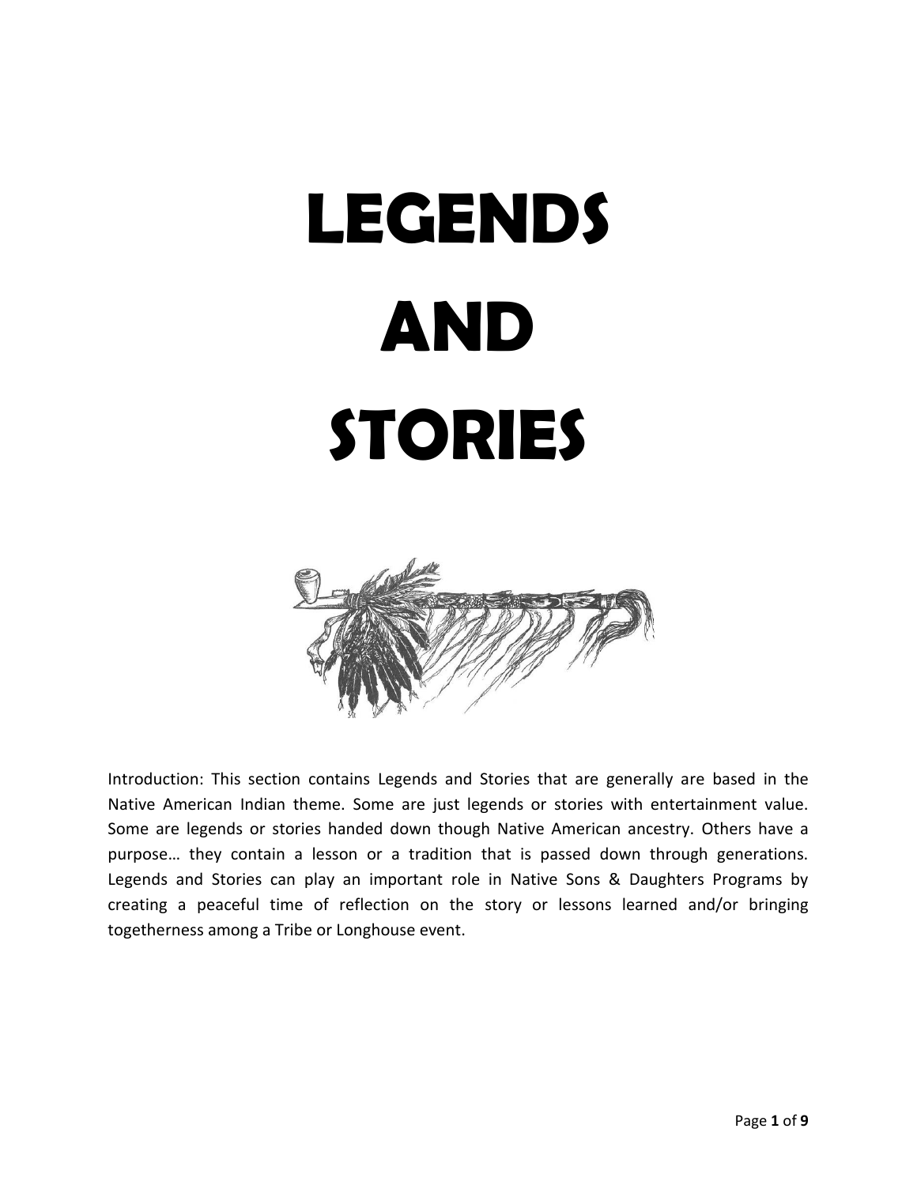# LEGENDS AND STORIES

Introduction: This section contains Legends and Stories that are generally are based in the Native American Indian theme. Some are just legends or stories with entertainment value. Some are legends or stories handed down though Native American ancestry. Others have a purpose… they contain a lesson or a tradition that is passed down through generations. Legends and Stories can play an important role in Native Sons & Daughters Programs by creating a peaceful time of reflection on the story or lessons learned and/or bringing togetherness among a Tribe or Longhouse event.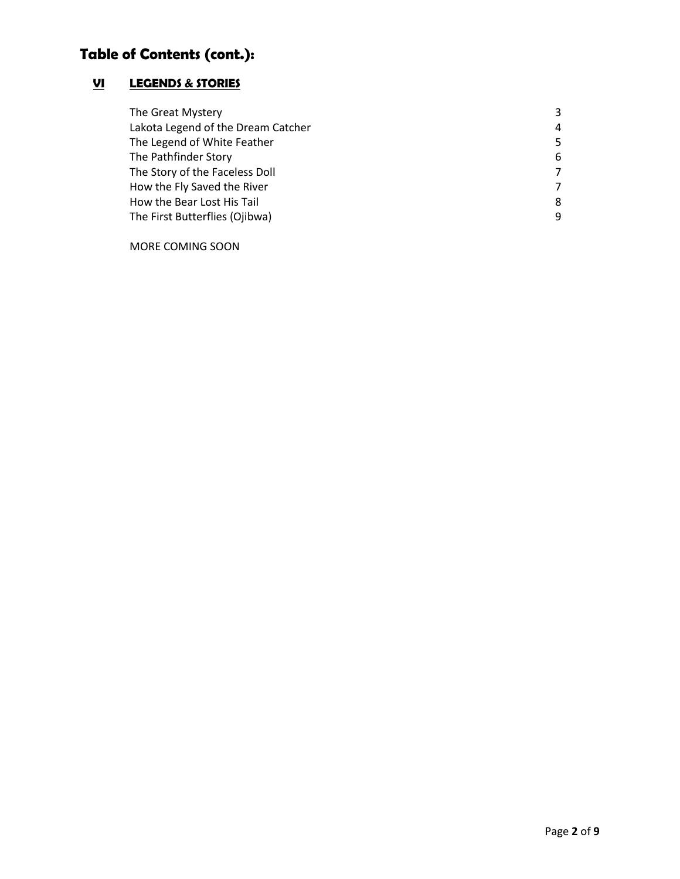# Table of Contents (cont.):

## VI LEGENDS & STORIES

| | |
|---|---|
| The Great Mystery | 3 |
| Lakota Legend of the Dream Catcher | 4 |
| The Legend of White Feather | 5 |
| The Pathfinder Story | 6 |
| The Story of the Faceless Doll | 7 |
| How the Fly Saved the River | 7 |
| How the Bear Lost His Tail | 8 |
| The First Butterflies (Ojibwa) | 9 |

MORE COMING SOON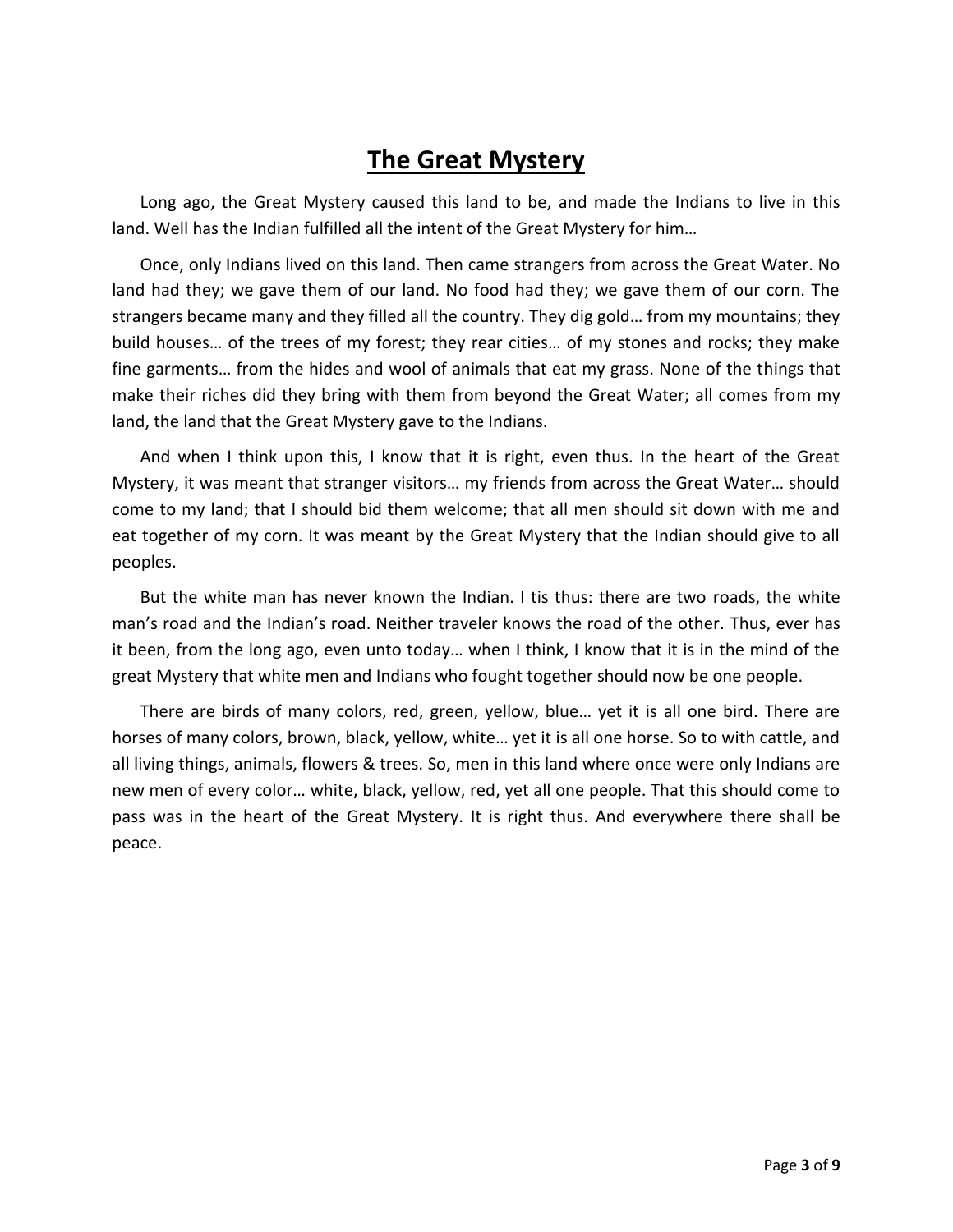# The Great Mystery

Long ago, the Great Mystery caused this land to be, and made the Indians to live in this land. Well has the Indian fulfilled all the intent of the Great Mystery for him…

Once, only Indians lived on this land. Then came strangers from across the Great Water. No land had they; we gave them of our land. No food had they; we gave them of our corn. The strangers became many and they filled all the country. They dig gold… from my mountains; they build houses… of the trees of my forest; they rear cities… of my stones and rocks; they make fine garments… from the hides and wool of animals that eat my grass. None of the things that make their riches did they bring with them from beyond the Great Water; all comes from my land, the land that the Great Mystery gave to the Indians.

And when I think upon this, I know that it is right, even thus. In the heart of the Great Mystery, it was meant that stranger visitors… my friends from across the Great Water… should come to my land; that I should bid them welcome; that all men should sit down with me and eat together of my corn. It was meant by the Great Mystery that the Indian should give to all peoples.

But the white man has never known the Indian. I tis thus: there are two roads, the white man's road and the Indian's road. Neither traveler knows the road of the other. Thus, ever has it been, from the long ago, even unto today… when I think, I know that it is in the mind of the great Mystery that white men and Indians who fought together should now be one people.

There are birds of many colors, red, green, yellow, blue… yet it is all one bird. There are horses of many colors, brown, black, yellow, white… yet it is all one horse. So to with cattle, and all living things, animals, flowers & trees. So, men in this land where once were only Indians are new men of every color… white, black, yellow, red, yet all one people. That this should come to pass was in the heart of the Great Mystery. It is right thus. And everywhere there shall be peace.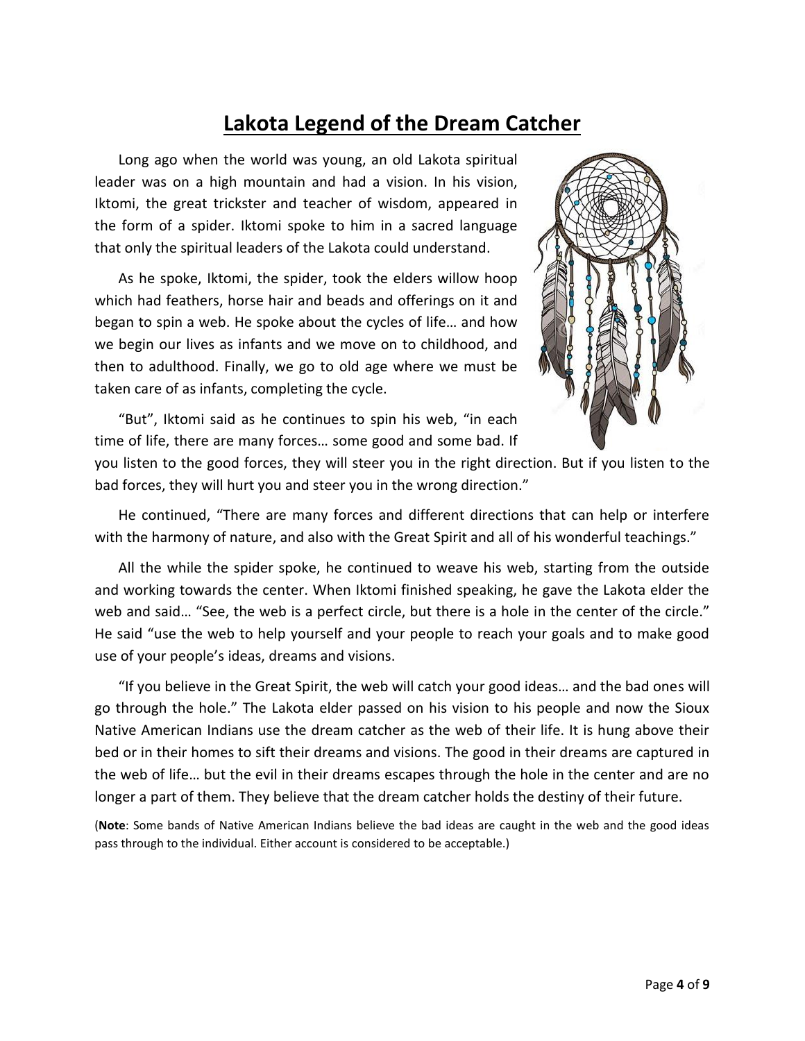# Lakota Legend of the Dream Catcher

Long ago when the world was young, an old Lakota spiritual leader was on a high mountain and had a vision. In his vision, Iktomi, the great trickster and teacher of wisdom, appeared in the form of a spider. Iktomi spoke to him in a sacred language that only the spiritual leaders of the Lakota could understand.

As he spoke, Iktomi, the spider, took the elders willow hoop which had feathers, horse hair and beads and offerings on it and began to spin a web. He spoke about the cycles of life… and how we begin our lives as infants and we move on to childhood, and then to adulthood. Finally, we go to old age where we must be taken care of as infants, completing the cycle.

"But", Iktomi said as he continues to spin his web, "in each time of life, there are many forces… some good and some bad. If you listen to the good forces, they will steer you in the right direction. But if you listen to the bad forces, they will hurt you and steer you in the wrong direction."

He continued, "There are many forces and different directions that can help or interfere with the harmony of nature, and also with the Great Spirit and all of his wonderful teachings."

All the while the spider spoke, he continued to weave his web, starting from the outside and working towards the center. When Iktomi finished speaking, he gave the Lakota elder the web and said… "See, the web is a perfect circle, but there is a hole in the center of the circle." He said "use the web to help yourself and your people to reach your goals and to make good use of your people's ideas, dreams and visions.

"If you believe in the Great Spirit, the web will catch your good ideas… and the bad ones will go through the hole." The Lakota elder passed on his vision to his people and now the Sioux Native American Indians use the dream catcher as the web of their life. It is hung above their bed or in their homes to sift their dreams and visions. The good in their dreams are captured in the web of life… but the evil in their dreams escapes through the hole in the center and are no longer a part of them. They believe that the dream catcher holds the destiny of their future.

(**Note**: Some bands of Native American Indians believe the bad ideas are caught in the web and the good ideas pass through to the individual. Either account is considered to be acceptable.)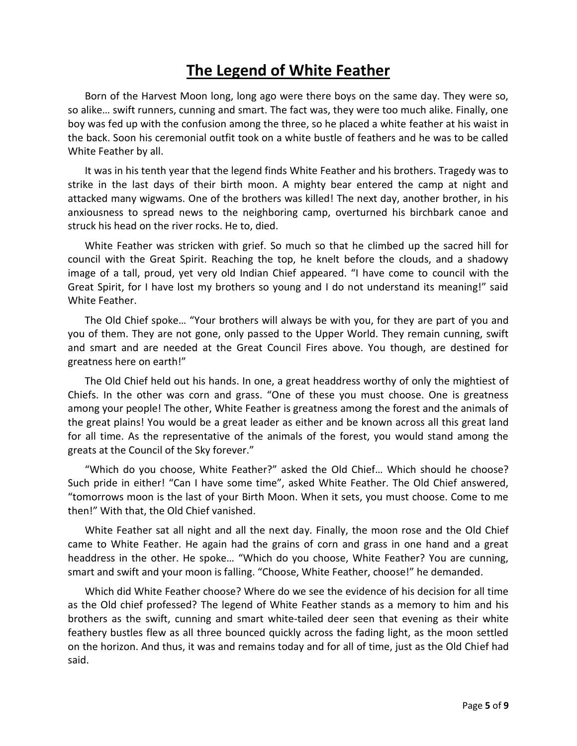# The Legend of White Feather

Born of the Harvest Moon long, long ago were there boys on the same day. They were so, so alike… swift runners, cunning and smart. The fact was, they were too much alike. Finally, one boy was fed up with the confusion among the three, so he placed a white feather at his waist in the back. Soon his ceremonial outfit took on a white bustle of feathers and he was to be called White Feather by all.

It was in his tenth year that the legend finds White Feather and his brothers. Tragedy was to strike in the last days of their birth moon. A mighty bear entered the camp at night and attacked many wigwams. One of the brothers was killed! The next day, another brother, in his anxiousness to spread news to the neighboring camp, overturned his birchbark canoe and struck his head on the river rocks. He to, died.

White Feather was stricken with grief. So much so that he climbed up the sacred hill for council with the Great Spirit. Reaching the top, he knelt before the clouds, and a shadowy image of a tall, proud, yet very old Indian Chief appeared. "I have come to council with the Great Spirit, for I have lost my brothers so young and I do not understand its meaning!" said White Feather.

The Old Chief spoke… "Your brothers will always be with you, for they are part of you and you of them. They are not gone, only passed to the Upper World. They remain cunning, swift and smart and are needed at the Great Council Fires above. You though, are destined for greatness here on earth!"

The Old Chief held out his hands. In one, a great headdress worthy of only the mightiest of Chiefs. In the other was corn and grass. "One of these you must choose. One is greatness among your people! The other, White Feather is greatness among the forest and the animals of the great plains! You would be a great leader as either and be known across all this great land for all time. As the representative of the animals of the forest, you would stand among the greats at the Council of the Sky forever."

"Which do you choose, White Feather?" asked the Old Chief… Which should he choose? Such pride in either! "Can I have some time", asked White Feather. The Old Chief answered, "tomorrows moon is the last of your Birth Moon. When it sets, you must choose. Come to me then!" With that, the Old Chief vanished.

White Feather sat all night and all the next day. Finally, the moon rose and the Old Chief came to White Feather. He again had the grains of corn and grass in one hand and a great headdress in the other. He spoke… "Which do you choose, White Feather? You are cunning, smart and swift and your moon is falling. "Choose, White Feather, choose!" he demanded.

Which did White Feather choose? Where do we see the evidence of his decision for all time as the Old chief professed? The legend of White Feather stands as a memory to him and his brothers as the swift, cunning and smart white-tailed deer seen that evening as their white feathery bustles flew as all three bounced quickly across the fading light, as the moon settled on the horizon. And thus, it was and remains today and for all of time, just as the Old Chief had said.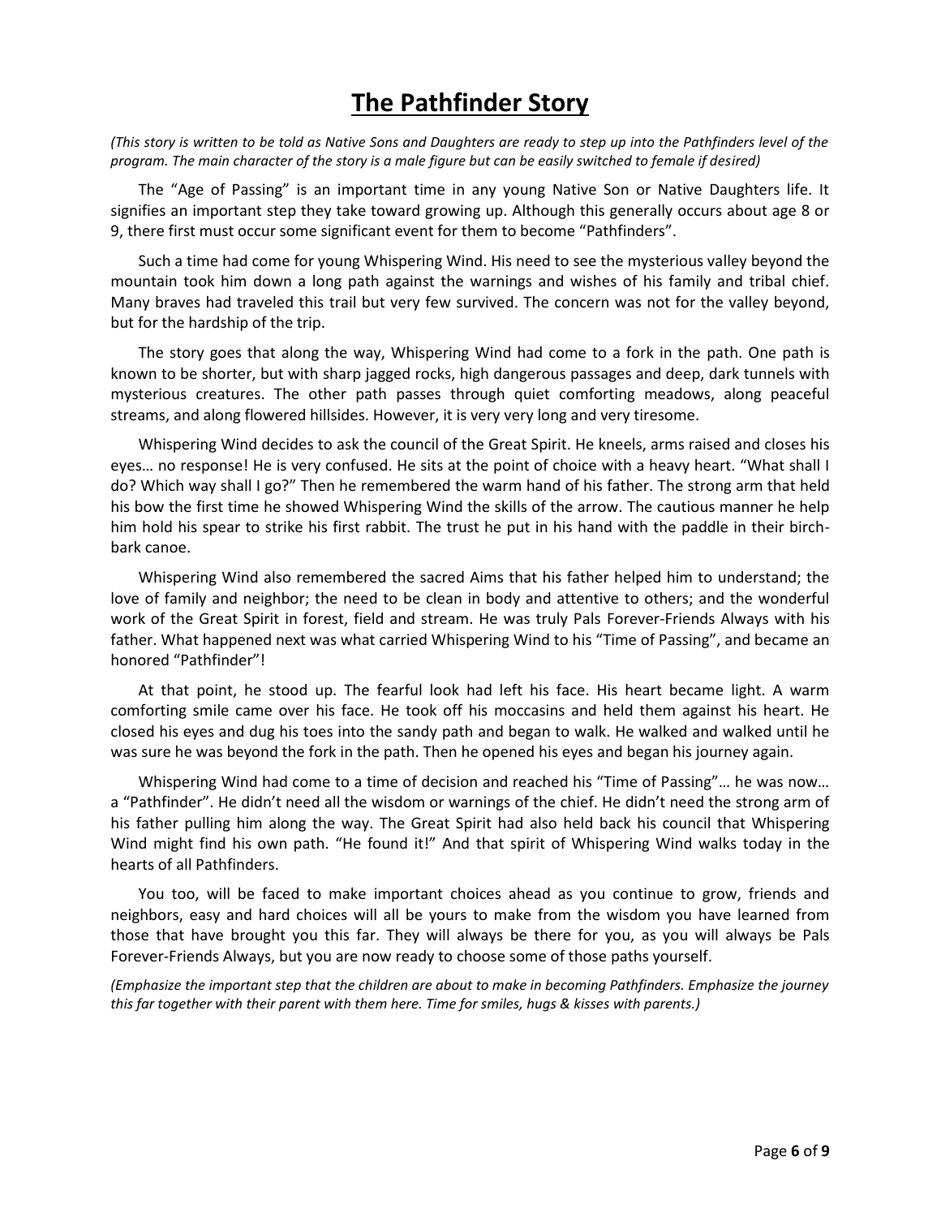# The Pathfinder Story

*(This story is written to be told as Native Sons and Daughters are ready to step up into the Pathfinders level of the program. The main character of the story is a male figure but can be easily switched to female if desired)*

The "Age of Passing" is an important time in any young Native Son or Native Daughters life. It signifies an important step they take toward growing up. Although this generally occurs about age 8 or 9, there first must occur some significant event for them to become "Pathfinders".

Such a time had come for young Whispering Wind. His need to see the mysterious valley beyond the mountain took him down a long path against the warnings and wishes of his family and tribal chief. Many braves had traveled this trail but very few survived. The concern was not for the valley beyond, but for the hardship of the trip.

The story goes that along the way, Whispering Wind had come to a fork in the path. One path is known to be shorter, but with sharp jagged rocks, high dangerous passages and deep, dark tunnels with mysterious creatures. The other path passes through quiet comforting meadows, along peaceful streams, and along flowered hillsides. However, it is very very long and very tiresome.

Whispering Wind decides to ask the council of the Great Spirit. He kneels, arms raised and closes his eyes… no response! He is very confused. He sits at the point of choice with a heavy heart. "What shall I do? Which way shall I go?" Then he remembered the warm hand of his father. The strong arm that held his bow the first time he showed Whispering Wind the skills of the arrow. The cautious manner he help him hold his spear to strike his first rabbit. The trust he put in his hand with the paddle in their birch-bark canoe.

Whispering Wind also remembered the sacred Aims that his father helped him to understand; the love of family and neighbor; the need to be clean in body and attentive to others; and the wonderful work of the Great Spirit in forest, field and stream. He was truly Pals Forever-Friends Always with his father. What happened next was what carried Whispering Wind to his "Time of Passing", and became an honored "Pathfinder"!

At that point, he stood up. The fearful look had left his face. His heart became light. A warm comforting smile came over his face. He took off his moccasins and held them against his heart. He closed his eyes and dug his toes into the sandy path and began to walk. He walked and walked until he was sure he was beyond the fork in the path. Then he opened his eyes and began his journey again.

Whispering Wind had come to a time of decision and reached his "Time of Passing"… he was now… a "Pathfinder". He didn't need all the wisdom or warnings of the chief. He didn't need the strong arm of his father pulling him along the way. The Great Spirit had also held back his council that Whispering Wind might find his own path. "He found it!" And that spirit of Whispering Wind walks today in the hearts of all Pathfinders.

You too, will be faced to make important choices ahead as you continue to grow, friends and neighbors, easy and hard choices will all be yours to make from the wisdom you have learned from those that have brought you this far. They will always be there for you, as you will always be Pals Forever-Friends Always, but you are now ready to choose some of those paths yourself.

*(Emphasize the important step that the children are about to make in becoming Pathfinders. Emphasize the journey this far together with their parent with them here. Time for smiles, hugs & kisses with parents.)*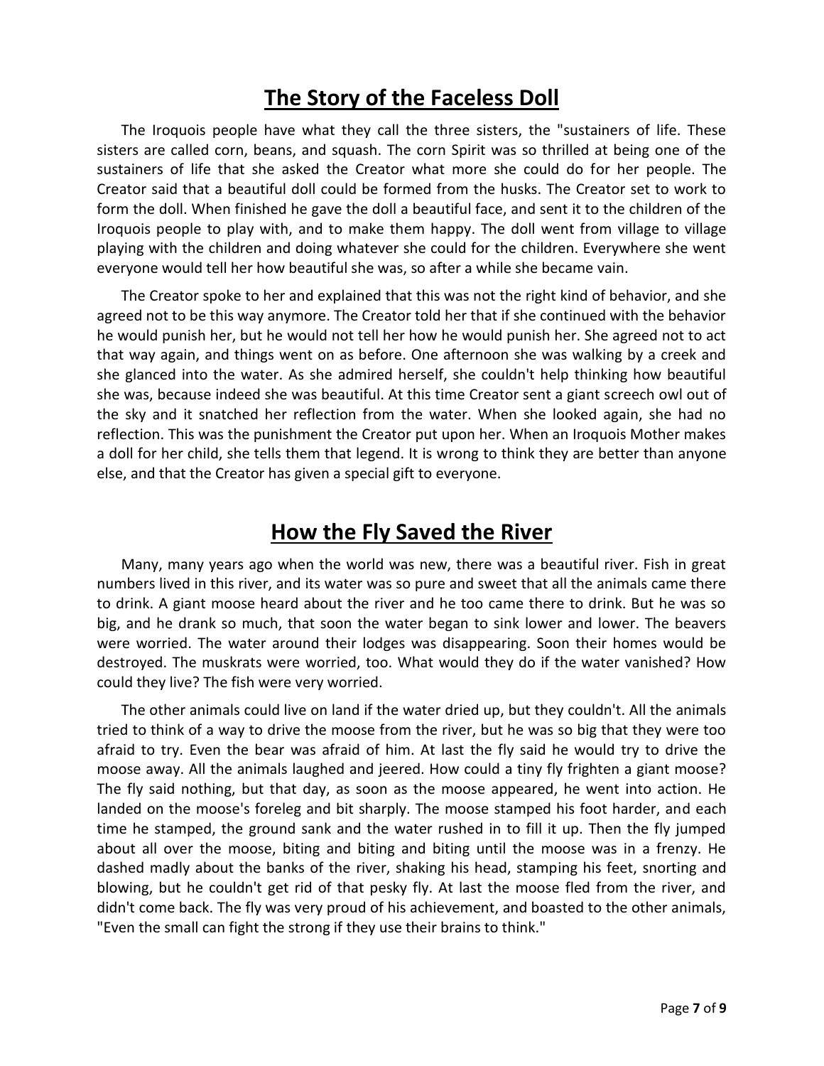## **The Story of the Faceless Doll**

The Iroquois people have what they call the three sisters, the "sustainers of life. These sisters are called corn, beans, and squash. The corn Spirit was so thrilled at being one of the sustainers of life that she asked the Creator what more she could do for her people. The Creator said that a beautiful doll could be formed from the husks. The Creator set to work to form the doll. When finished he gave the doll a beautiful face, and sent it to the children of the Iroquois people to play with, and to make them happy. The doll went from village to village playing with the children and doing whatever she could for the children. Everywhere she went everyone would tell her how beautiful she was, so after a while she became vain.

The Creator spoke to her and explained that this was not the right kind of behavior, and she agreed not to be this way anymore. The Creator told her that if she continued with the behavior he would punish her, but he would not tell her how he would punish her. She agreed not to act that way again, and things went on as before. One afternoon she was walking by a creek and she glanced into the water. As she admired herself, she couldn't help thinking how beautiful she was, because indeed she was beautiful. At this time Creator sent a giant screech owl out of the sky and it snatched her reflection from the water. When she looked again, she had no reflection. This was the punishment the Creator put upon her. When an Iroquois Mother makes a doll for her child, she tells them that legend. It is wrong to think they are better than anyone else, and that the Creator has given a special gift to everyone.

## **How the Fly Saved the River**

Many, many years ago when the world was new, there was a beautiful river. Fish in great numbers lived in this river, and its water was so pure and sweet that all the animals came there to drink. A giant moose heard about the river and he too came there to drink. But he was so big, and he drank so much, that soon the water began to sink lower and lower. The beavers were worried. The water around their lodges was disappearing. Soon their homes would be destroyed. The muskrats were worried, too. What would they do if the water vanished? How could they live? The fish were very worried.

The other animals could live on land if the water dried up, but they couldn't. All the animals tried to think of a way to drive the moose from the river, but he was so big that they were too afraid to try. Even the bear was afraid of him. At last the fly said he would try to drive the moose away. All the animals laughed and jeered. How could a tiny fly frighten a giant moose? The fly said nothing, but that day, as soon as the moose appeared, he went into action. He landed on the moose's foreleg and bit sharply. The moose stamped his foot harder, and each time he stamped, the ground sank and the water rushed in to fill it up. Then the fly jumped about all over the moose, biting and biting and biting until the moose was in a frenzy. He dashed madly about the banks of the river, shaking his head, stamping his feet, snorting and blowing, but he couldn't get rid of that pesky fly. At last the moose fled from the river, and didn't come back. The fly was very proud of his achievement, and boasted to the other animals, "Even the small can fight the strong if they use their brains to think."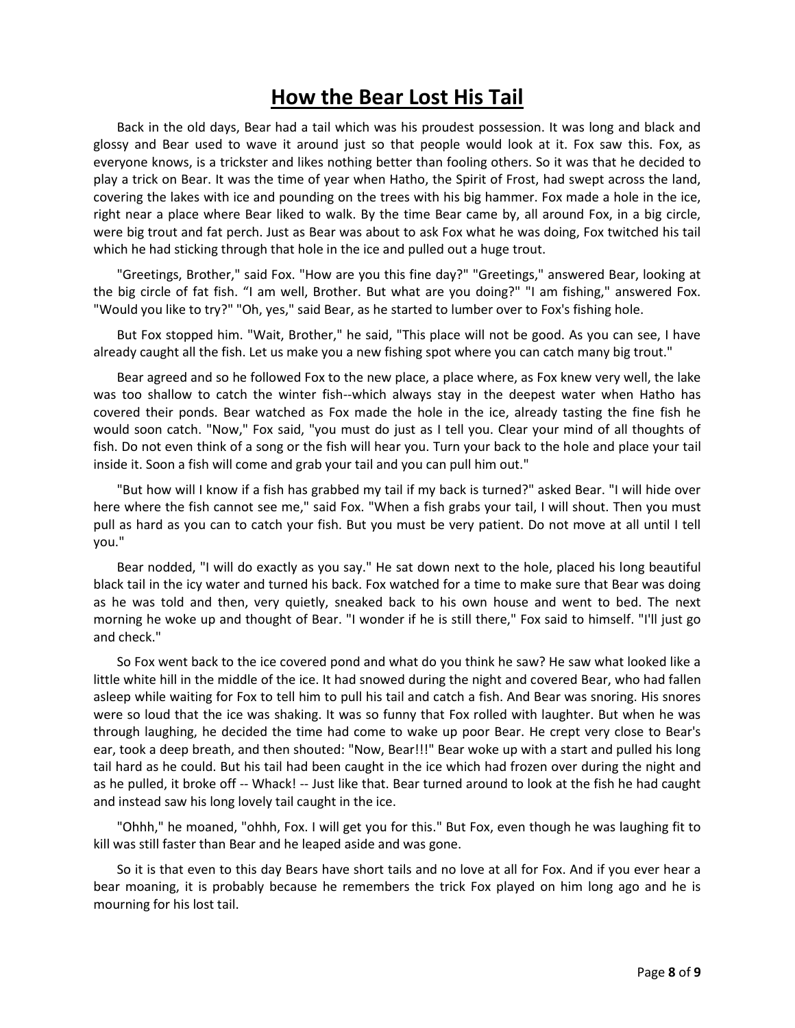# How the Bear Lost His Tail

Back in the old days, Bear had a tail which was his proudest possession. It was long and black and glossy and Bear used to wave it around just so that people would look at it. Fox saw this. Fox, as everyone knows, is a trickster and likes nothing better than fooling others. So it was that he decided to play a trick on Bear. It was the time of year when Hatho, the Spirit of Frost, had swept across the land, covering the lakes with ice and pounding on the trees with his big hammer. Fox made a hole in the ice, right near a place where Bear liked to walk. By the time Bear came by, all around Fox, in a big circle, were big trout and fat perch. Just as Bear was about to ask Fox what he was doing, Fox twitched his tail which he had sticking through that hole in the ice and pulled out a huge trout.

"Greetings, Brother," said Fox. "How are you this fine day?" "Greetings," answered Bear, looking at the big circle of fat fish. "I am well, Brother. But what are you doing?" "I am fishing," answered Fox. "Would you like to try?" "Oh, yes," said Bear, as he started to lumber over to Fox's fishing hole.

But Fox stopped him. "Wait, Brother," he said, "This place will not be good. As you can see, I have already caught all the fish. Let us make you a new fishing spot where you can catch many big trout."

Bear agreed and so he followed Fox to the new place, a place where, as Fox knew very well, the lake was too shallow to catch the winter fish--which always stay in the deepest water when Hatho has covered their ponds. Bear watched as Fox made the hole in the ice, already tasting the fine fish he would soon catch. "Now," Fox said, "you must do just as I tell you. Clear your mind of all thoughts of fish. Do not even think of a song or the fish will hear you. Turn your back to the hole and place your tail inside it. Soon a fish will come and grab your tail and you can pull him out."

"But how will I know if a fish has grabbed my tail if my back is turned?" asked Bear. "I will hide over here where the fish cannot see me," said Fox. "When a fish grabs your tail, I will shout. Then you must pull as hard as you can to catch your fish. But you must be very patient. Do not move at all until I tell you."

Bear nodded, "I will do exactly as you say." He sat down next to the hole, placed his long beautiful black tail in the icy water and turned his back. Fox watched for a time to make sure that Bear was doing as he was told and then, very quietly, sneaked back to his own house and went to bed. The next morning he woke up and thought of Bear. "I wonder if he is still there," Fox said to himself. "I'll just go and check."

So Fox went back to the ice covered pond and what do you think he saw? He saw what looked like a little white hill in the middle of the ice. It had snowed during the night and covered Bear, who had fallen asleep while waiting for Fox to tell him to pull his tail and catch a fish. And Bear was snoring. His snores were so loud that the ice was shaking. It was so funny that Fox rolled with laughter. But when he was through laughing, he decided the time had come to wake up poor Bear. He crept very close to Bear's ear, took a deep breath, and then shouted: "Now, Bear!!!" Bear woke up with a start and pulled his long tail hard as he could. But his tail had been caught in the ice which had frozen over during the night and as he pulled, it broke off -- Whack! -- Just like that. Bear turned around to look at the fish he had caught and instead saw his long lovely tail caught in the ice.

"Ohhh," he moaned, "ohhh, Fox. I will get you for this." But Fox, even though he was laughing fit to kill was still faster than Bear and he leaped aside and was gone.

So it is that even to this day Bears have short tails and no love at all for Fox. And if you ever hear a bear moaning, it is probably because he remembers the trick Fox played on him long ago and he is mourning for his lost tail.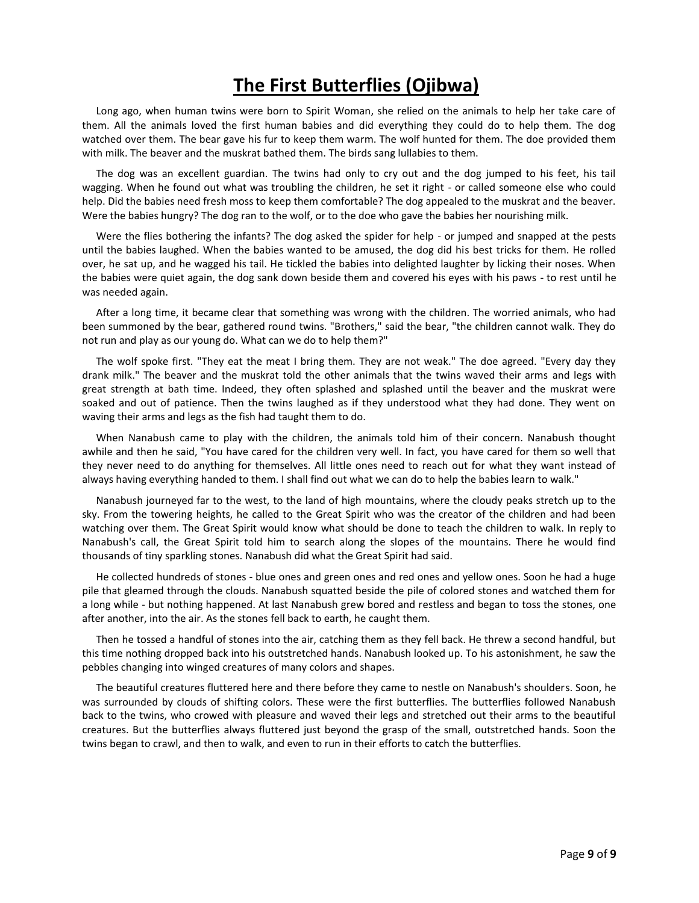# The First Butterflies (Ojibwa)

Long ago, when human twins were born to Spirit Woman, she relied on the animals to help her take care of them. All the animals loved the first human babies and did everything they could do to help them. The dog watched over them. The bear gave his fur to keep them warm. The wolf hunted for them. The doe provided them with milk. The beaver and the muskrat bathed them. The birds sang lullabies to them.

The dog was an excellent guardian. The twins had only to cry out and the dog jumped to his feet, his tail wagging. When he found out what was troubling the children, he set it right - or called someone else who could help. Did the babies need fresh moss to keep them comfortable? The dog appealed to the muskrat and the beaver. Were the babies hungry? The dog ran to the wolf, or to the doe who gave the babies her nourishing milk.

Were the flies bothering the infants? The dog asked the spider for help - or jumped and snapped at the pests until the babies laughed. When the babies wanted to be amused, the dog did his best tricks for them. He rolled over, he sat up, and he wagged his tail. He tickled the babies into delighted laughter by licking their noses. When the babies were quiet again, the dog sank down beside them and covered his eyes with his paws - to rest until he was needed again.

After a long time, it became clear that something was wrong with the children. The worried animals, who had been summoned by the bear, gathered round twins. "Brothers," said the bear, "the children cannot walk. They do not run and play as our young do. What can we do to help them?"

The wolf spoke first. "They eat the meat I bring them. They are not weak." The doe agreed. "Every day they drank milk." The beaver and the muskrat told the other animals that the twins waved their arms and legs with great strength at bath time. Indeed, they often splashed and splashed until the beaver and the muskrat were soaked and out of patience. Then the twins laughed as if they understood what they had done. They went on waving their arms and legs as the fish had taught them to do.

When Nanabush came to play with the children, the animals told him of their concern. Nanabush thought awhile and then he said, "You have cared for the children very well. In fact, you have cared for them so well that they never need to do anything for themselves. All little ones need to reach out for what they want instead of always having everything handed to them. I shall find out what we can do to help the babies learn to walk."

Nanabush journeyed far to the west, to the land of high mountains, where the cloudy peaks stretch up to the sky. From the towering heights, he called to the Great Spirit who was the creator of the children and had been watching over them. The Great Spirit would know what should be done to teach the children to walk. In reply to Nanabush's call, the Great Spirit told him to search along the slopes of the mountains. There he would find thousands of tiny sparkling stones. Nanabush did what the Great Spirit had said.

He collected hundreds of stones - blue ones and green ones and red ones and yellow ones. Soon he had a huge pile that gleamed through the clouds. Nanabush squatted beside the pile of colored stones and watched them for a long while - but nothing happened. At last Nanabush grew bored and restless and began to toss the stones, one after another, into the air. As the stones fell back to earth, he caught them.

Then he tossed a handful of stones into the air, catching them as they fell back. He threw a second handful, but this time nothing dropped back into his outstretched hands. Nanabush looked up. To his astonishment, he saw the pebbles changing into winged creatures of many colors and shapes.

The beautiful creatures fluttered here and there before they came to nestle on Nanabush's shoulders. Soon, he was surrounded by clouds of shifting colors. These were the first butterflies. The butterflies followed Nanabush back to the twins, who crowed with pleasure and waved their legs and stretched out their arms to the beautiful creatures. But the butterflies always fluttered just beyond the grasp of the small, outstretched hands. Soon the twins began to crawl, and then to walk, and even to run in their efforts to catch the butterflies.